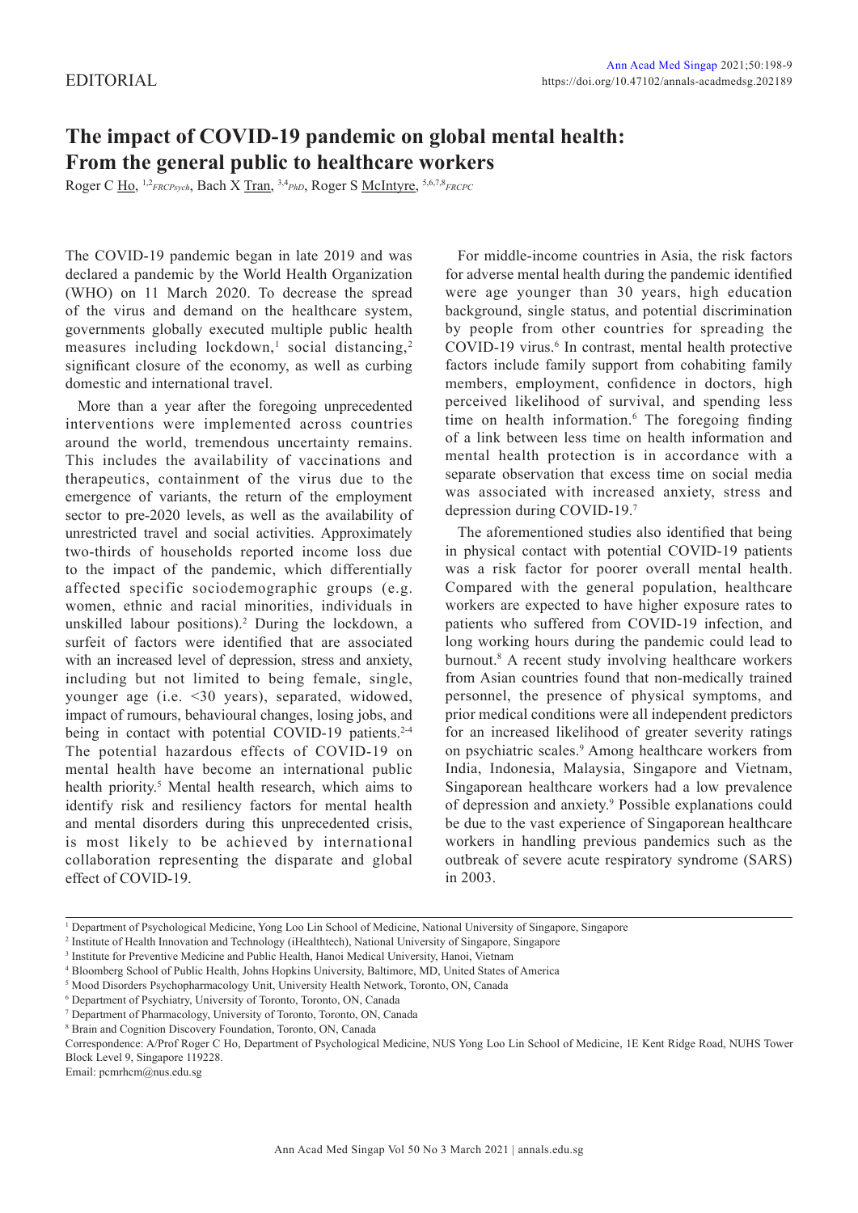EDITORIAL

# The impact of COVID-19 pandemic on global mental health: From the general public to healthcare workers

Roger C Ho, [1,2]*FRCPsych*, Bach X Tran, [3,4]*PhD*, Roger S McIntyre, [5,6,7,8]*FRCPC*

The COVID-19 pandemic began in late 2019 and was declared a pandemic by the World Health Organization (WHO) on 11 March 2020. To decrease the spread of the virus and demand on the healthcare system, governments globally executed multiple public health measures including lockdown,[1] social distancing,[2] significant closure of the economy, as well as curbing domestic and international travel.

More than a year after the foregoing unprecedented interventions were implemented across countries around the world, tremendous uncertainty remains. This includes the availability of vaccinations and therapeutics, containment of the virus due to the emergence of variants, the return of the employment sector to pre-2020 levels, as well as the availability of unrestricted travel and social activities. Approximately two-thirds of households reported income loss due to the impact of the pandemic, which differentially affected specific sociodemographic groups (e.g. women, ethnic and racial minorities, individuals in unskilled labour positions).[2] During the lockdown, a surfeit of factors were identified that are associated with an increased level of depression, stress and anxiety, including but not limited to being female, single, younger age (i.e. <30 years), separated, widowed, impact of rumours, behavioural changes, losing jobs, and being in contact with potential COVID-19 patients.[2-4] The potential hazardous effects of COVID-19 on mental health have become an international public health priority.[5] Mental health research, which aims to identify risk and resiliency factors for mental health and mental disorders during this unprecedented crisis, is most likely to be achieved by international collaboration representing the disparate and global effect of COVID-19.

For middle-income countries in Asia, the risk factors for adverse mental health during the pandemic identified were age younger than 30 years, high education background, single status, and potential discrimination by people from other countries for spreading the COVID-19 virus.[6] In contrast, mental health protective factors include family support from cohabiting family members, employment, confidence in doctors, high perceived likelihood of survival, and spending less time on health information.[6] The foregoing finding of a link between less time on health information and mental health protection is in accordance with a separate observation that excess time on social media was associated with increased anxiety, stress and depression during COVID-19.[7]

The aforementioned studies also identified that being in physical contact with potential COVID-19 patients was a risk factor for poorer overall mental health. Compared with the general population, healthcare workers are expected to have higher exposure rates to patients who suffered from COVID-19 infection, and long working hours during the pandemic could lead to burnout.[8] A recent study involving healthcare workers from Asian countries found that non-medically trained personnel, the presence of physical symptoms, and prior medical conditions were all independent predictors for an increased likelihood of greater severity ratings on psychiatric scales.[9] Among healthcare workers from India, Indonesia, Malaysia, Singapore and Vietnam, Singaporean healthcare workers had a low prevalence of depression and anxiety.[9] Possible explanations could be due to the vast experience of Singaporean healthcare workers in handling previous pandemics such as the outbreak of severe acute respiratory syndrome (SARS) in 2003.

---

[1] Department of Psychological Medicine, Yong Loo Lin School of Medicine, National University of Singapore, Singapore
[2] Institute of Health Innovation and Technology (iHealthtech), National University of Singapore, Singapore
[3] Institute for Preventive Medicine and Public Health, Hanoi Medical University, Hanoi, Vietnam
[4] Bloomberg School of Public Health, Johns Hopkins University, Baltimore, MD, United States of America
[5] Mood Disorders Psychopharmacology Unit, University Health Network, Toronto, ON, Canada
[6] Department of Psychiatry, University of Toronto, Toronto, ON, Canada
[7] Department of Pharmacology, University of Toronto, Toronto, ON, Canada
[8] Brain and Cognition Discovery Foundation, Toronto, ON, Canada

Correspondence: A/Prof Roger C Ho, Department of Psychological Medicine, NUS Yong Loo Lin School of Medicine, 1E Kent Ridge Road, NUHS Tower Block Level 9, Singapore 119228.
Email: pcmrhcm@nus.edu.sg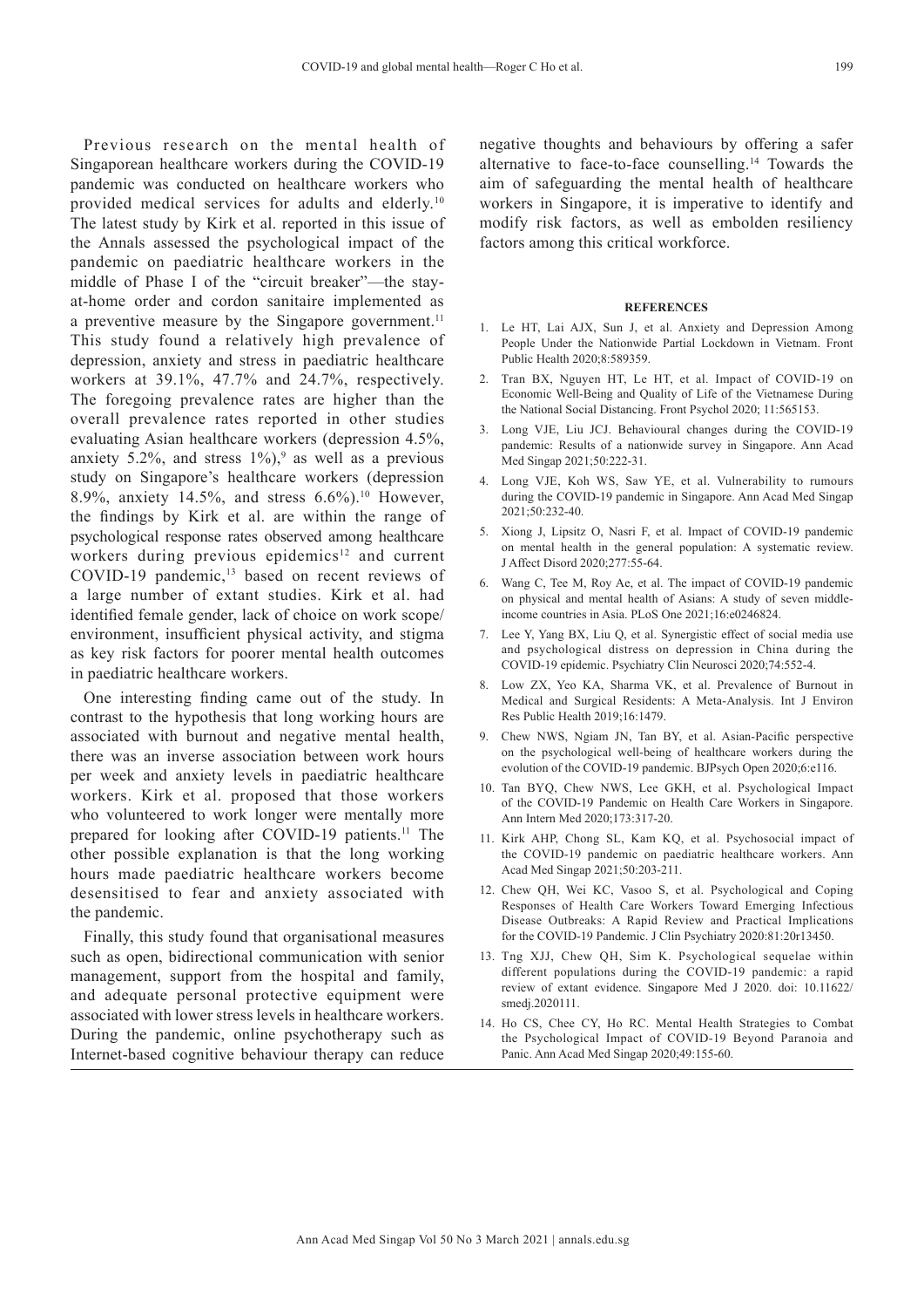Previous research on the mental health of Singaporean healthcare workers during the COVID-19 pandemic was conducted on healthcare workers who provided medical services for adults and elderly.[10] The latest study by Kirk et al. reported in this issue of the Annals assessed the psychological impact of the pandemic on paediatric healthcare workers in the middle of Phase I of the "circuit breaker"—the stay-at-home order and cordon sanitaire implemented as a preventive measure by the Singapore government.[11] This study found a relatively high prevalence of depression, anxiety and stress in paediatric healthcare workers at 39.1%, 47.7% and 24.7%, respectively. The foregoing prevalence rates are higher than the overall prevalence rates reported in other studies evaluating Asian healthcare workers (depression 4.5%, anxiety 5.2%, and stress 1%),[9] as well as a previous study on Singapore's healthcare workers (depression 8.9%, anxiety 14.5%, and stress 6.6%).[10] However, the findings by Kirk et al. are within the range of psychological response rates observed among healthcare workers during previous epidemics[12] and current COVID-19 pandemic,[13] based on recent reviews of a large number of extant studies. Kirk et al. had identified female gender, lack of choice on work scope/environment, insufficient physical activity, and stigma as key risk factors for poorer mental health outcomes in paediatric healthcare workers.

One interesting finding came out of the study. In contrast to the hypothesis that long working hours are associated with burnout and negative mental health, there was an inverse association between work hours per week and anxiety levels in paediatric healthcare workers. Kirk et al. proposed that those workers who volunteered to work longer were mentally more prepared for looking after COVID-19 patients.[11] The other possible explanation is that the long working hours made paediatric healthcare workers become desensitised to fear and anxiety associated with the pandemic.

Finally, this study found that organisational measures such as open, bidirectional communication with senior management, support from the hospital and family, and adequate personal protective equipment were associated with lower stress levels in healthcare workers. During the pandemic, online psychotherapy such as Internet-based cognitive behaviour therapy can reduce negative thoughts and behaviours by offering a safer alternative to face-to-face counselling.[14] Towards the aim of safeguarding the mental health of healthcare workers in Singapore, it is imperative to identify and modify risk factors, as well as embolden resiliency factors among this critical workforce.

## REFERENCES

1. Le HT, Lai AJX, Sun J, et al. Anxiety and Depression Among People Under the Nationwide Partial Lockdown in Vietnam. Front Public Health 2020;8:589359.
2. Tran BX, Nguyen HT, Le HT, et al. Impact of COVID-19 on Economic Well-Being and Quality of Life of the Vietnamese During the National Social Distancing. Front Psychol 2020; 11:565153.
3. Long VJE, Liu JCJ. Behavioural changes during the COVID-19 pandemic: Results of a nationwide survey in Singapore. Ann Acad Med Singap 2021;50:222-31.
4. Long VJE, Koh WS, Saw YE, et al. Vulnerability to rumours during the COVID-19 pandemic in Singapore. Ann Acad Med Singap 2021;50:232-40.
5. Xiong J, Lipsitz O, Nasri F, et al. Impact of COVID-19 pandemic on mental health in the general population: A systematic review. J Affect Disord 2020;277:55-64.
6. Wang C, Tee M, Roy Ae, et al. The impact of COVID-19 pandemic on physical and mental health of Asians: A study of seven middle-income countries in Asia. PLoS One 2021;16:e0246824.
7. Lee Y, Yang BX, Liu Q, et al. Synergistic effect of social media use and psychological distress on depression in China during the COVID-19 epidemic. Psychiatry Clin Neurosci 2020;74:552-4.
8. Low ZX, Yeo KA, Sharma VK, et al. Prevalence of Burnout in Medical and Surgical Residents: A Meta-Analysis. Int J Environ Res Public Health 2019;16:1479.
9. Chew NWS, Ngiam JN, Tan BY, et al. Asian-Pacific perspective on the psychological well-being of healthcare workers during the evolution of the COVID-19 pandemic. BJPsych Open 2020;6:e116.
10. Tan BYQ, Chew NWS, Lee GKH, et al. Psychological Impact of the COVID-19 Pandemic on Health Care Workers in Singapore. Ann Intern Med 2020;173:317-20.
11. Kirk AHP, Chong SL, Kam KQ, et al. Psychosocial impact of the COVID-19 pandemic on paediatric healthcare workers. Ann Acad Med Singap 2021;50:203-211.
12. Chew QH, Wei KC, Vasoo S, et al. Psychological and Coping Responses of Health Care Workers Toward Emerging Infectious Disease Outbreaks: A Rapid Review and Practical Implications for the COVID-19 Pandemic. J Clin Psychiatry 2020:81:20r13450.
13. Tng XJJ, Chew QH, Sim K. Psychological sequelae within different populations during the COVID-19 pandemic: a rapid review of extant evidence. Singapore Med J 2020. doi: 10.11622/smedj.2020111.
14. Ho CS, Chee CY, Ho RC. Mental Health Strategies to Combat the Psychological Impact of COVID-19 Beyond Paranoia and Panic. Ann Acad Med Singap 2020;49:155-60.